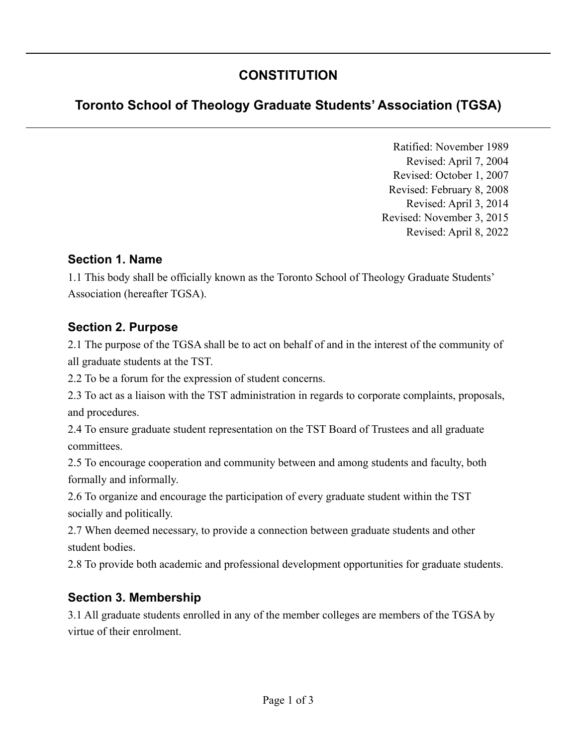# CONSTITUTION

## Toronto School of Theology Graduate Students' Association (TGSA)

Ratified: November 1989
Revised: April 7, 2004
Revised: October 1, 2007
Revised: February 8, 2008
Revised: April 3, 2014
Revised: November 3, 2015
Revised: April 8, 2022

### Section 1. Name

1.1 This body shall be officially known as the Toronto School of Theology Graduate Students' Association (hereafter TGSA).

### Section 2. Purpose

2.1 The purpose of the TGSA shall be to act on behalf of and in the interest of the community of all graduate students at the TST.

2.2 To be a forum for the expression of student concerns.

2.3 To act as a liaison with the TST administration in regards to corporate complaints, proposals, and procedures.

2.4 To ensure graduate student representation on the TST Board of Trustees and all graduate committees.

2.5 To encourage cooperation and community between and among students and faculty, both formally and informally.

2.6 To organize and encourage the participation of every graduate student within the TST socially and politically.

2.7 When deemed necessary, to provide a connection between graduate students and other student bodies.

2.8 To provide both academic and professional development opportunities for graduate students.

### Section 3. Membership

3.1 All graduate students enrolled in any of the member colleges are members of the TGSA by virtue of their enrolment.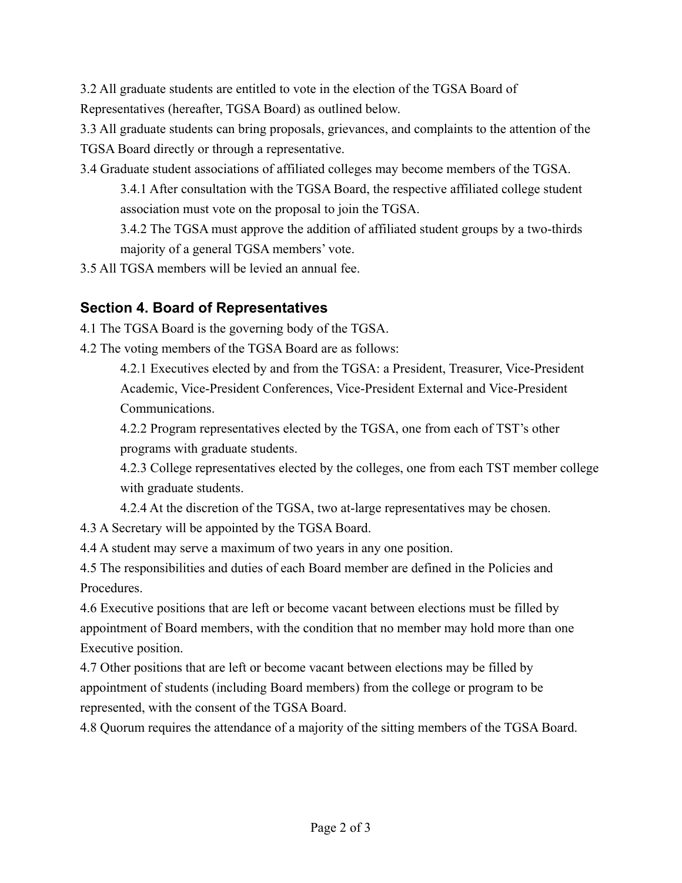3.2 All graduate students are entitled to vote in the election of the TGSA Board of Representatives (hereafter, TGSA Board) as outlined below.

3.3 All graduate students can bring proposals, grievances, and complaints to the attention of the TGSA Board directly or through a representative.

3.4 Graduate student associations of affiliated colleges may become members of the TGSA.

> 3.4.1 After consultation with the TGSA Board, the respective affiliated college student association must vote on the proposal to join the TGSA.
>
> 3.4.2 The TGSA must approve the addition of affiliated student groups by a two-thirds majority of a general TGSA members' vote.

3.5 All TGSA members will be levied an annual fee.

## Section 4. Board of Representatives

4.1 The TGSA Board is the governing body of the TGSA.

4.2 The voting members of the TGSA Board are as follows:

> 4.2.1 Executives elected by and from the TGSA: a President, Treasurer, Vice-President Academic, Vice-President Conferences, Vice-President External and Vice-President Communications.
>
> 4.2.2 Program representatives elected by the TGSA, one from each of TST's other programs with graduate students.
>
> 4.2.3 College representatives elected by the colleges, one from each TST member college with graduate students.
>
> 4.2.4 At the discretion of the TGSA, two at-large representatives may be chosen.

4.3 A Secretary will be appointed by the TGSA Board.

4.4 A student may serve a maximum of two years in any one position.

4.5 The responsibilities and duties of each Board member are defined in the Policies and Procedures.

4.6 Executive positions that are left or become vacant between elections must be filled by appointment of Board members, with the condition that no member may hold more than one Executive position.

4.7 Other positions that are left or become vacant between elections may be filled by appointment of students (including Board members) from the college or program to be represented, with the consent of the TGSA Board.

4.8 Quorum requires the attendance of a majority of the sitting members of the TGSA Board.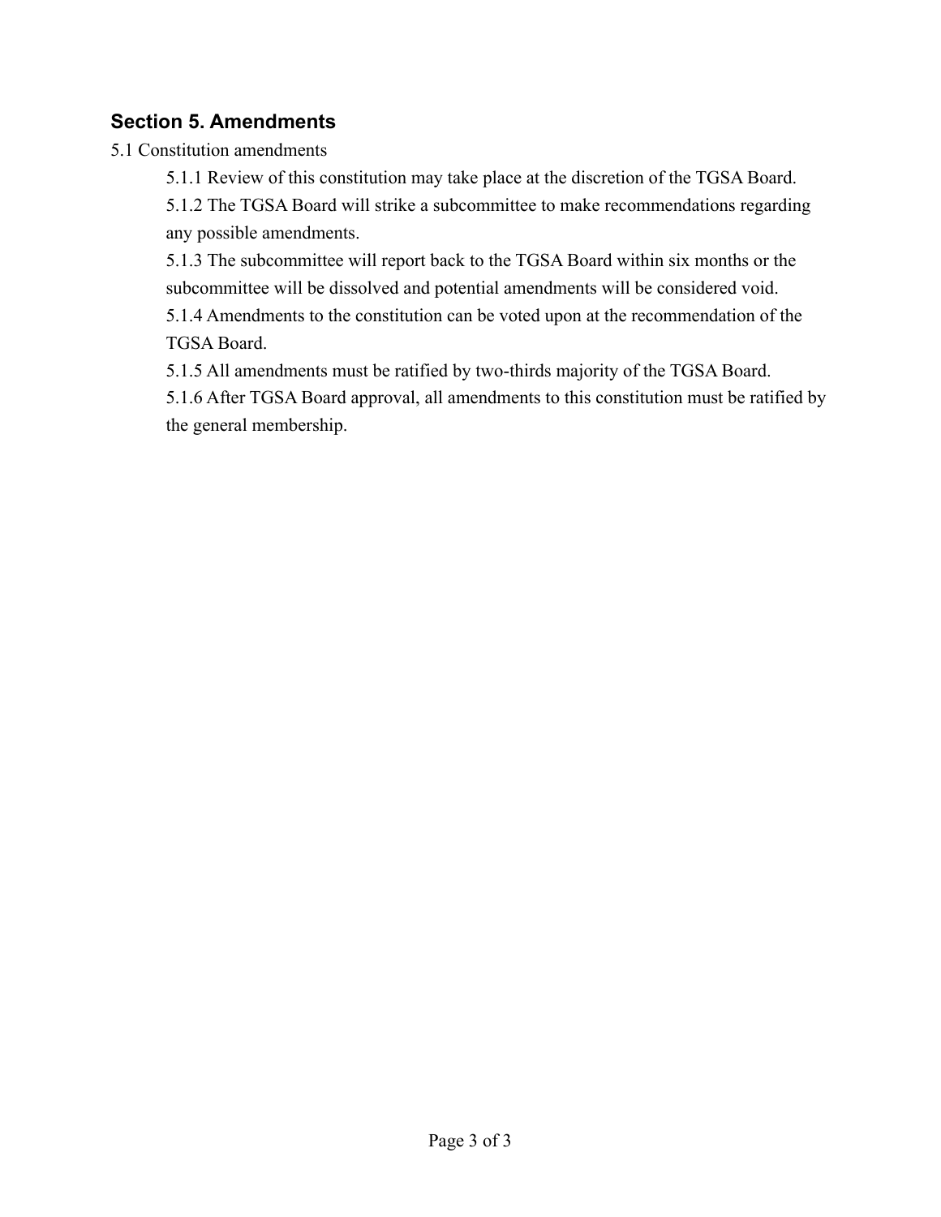## Section 5. Amendments

5.1 Constitution amendments

- 5.1.1 Review of this constitution may take place at the discretion of the TGSA Board.
- 5.1.2 The TGSA Board will strike a subcommittee to make recommendations regarding any possible amendments.
- 5.1.3 The subcommittee will report back to the TGSA Board within six months or the subcommittee will be dissolved and potential amendments will be considered void.
- 5.1.4 Amendments to the constitution can be voted upon at the recommendation of the TGSA Board.
- 5.1.5 All amendments must be ratified by two-thirds majority of the TGSA Board.
- 5.1.6 After TGSA Board approval, all amendments to this constitution must be ratified by the general membership.